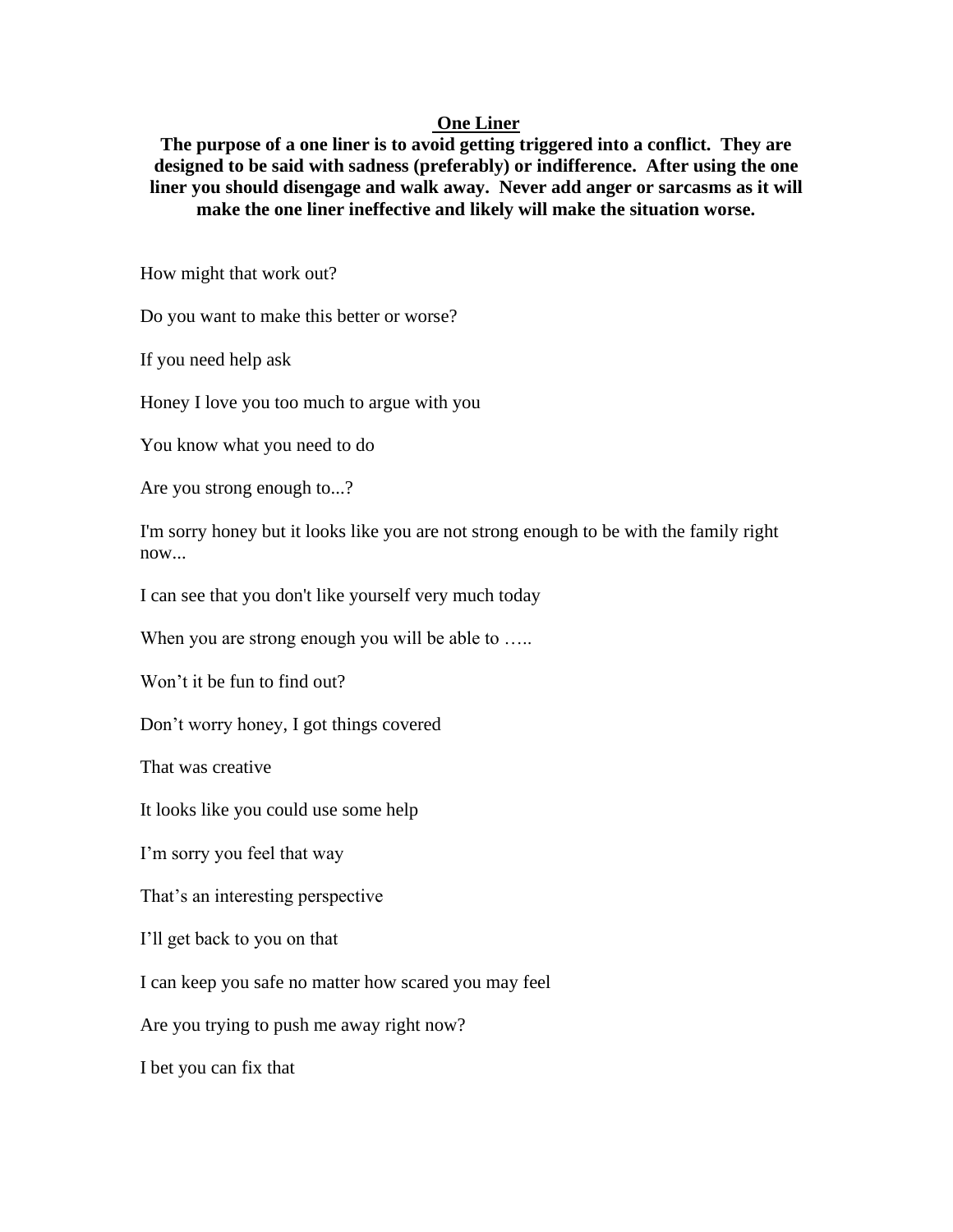# One Liner

**The purpose of a one liner is to avoid getting triggered into a conflict. They are designed to be said with sadness (preferably) or indifference. After using the one liner you should disengage and walk away. Never add anger or sarcasms as it will make the one liner ineffective and likely will make the situation worse.**

How might that work out?

Do you want to make this better or worse?

If you need help ask

Honey I love you too much to argue with you

You know what you need to do

Are you strong enough to...?

I'm sorry honey but it looks like you are not strong enough to be with the family right now...

I can see that you don't like yourself very much today

When you are strong enough you will be able to …..

Won't it be fun to find out?

Don't worry honey, I got things covered

That was creative

It looks like you could use some help

I'm sorry you feel that way

That's an interesting perspective

I'll get back to you on that

I can keep you safe no matter how scared you may feel

Are you trying to push me away right now?

I bet you can fix that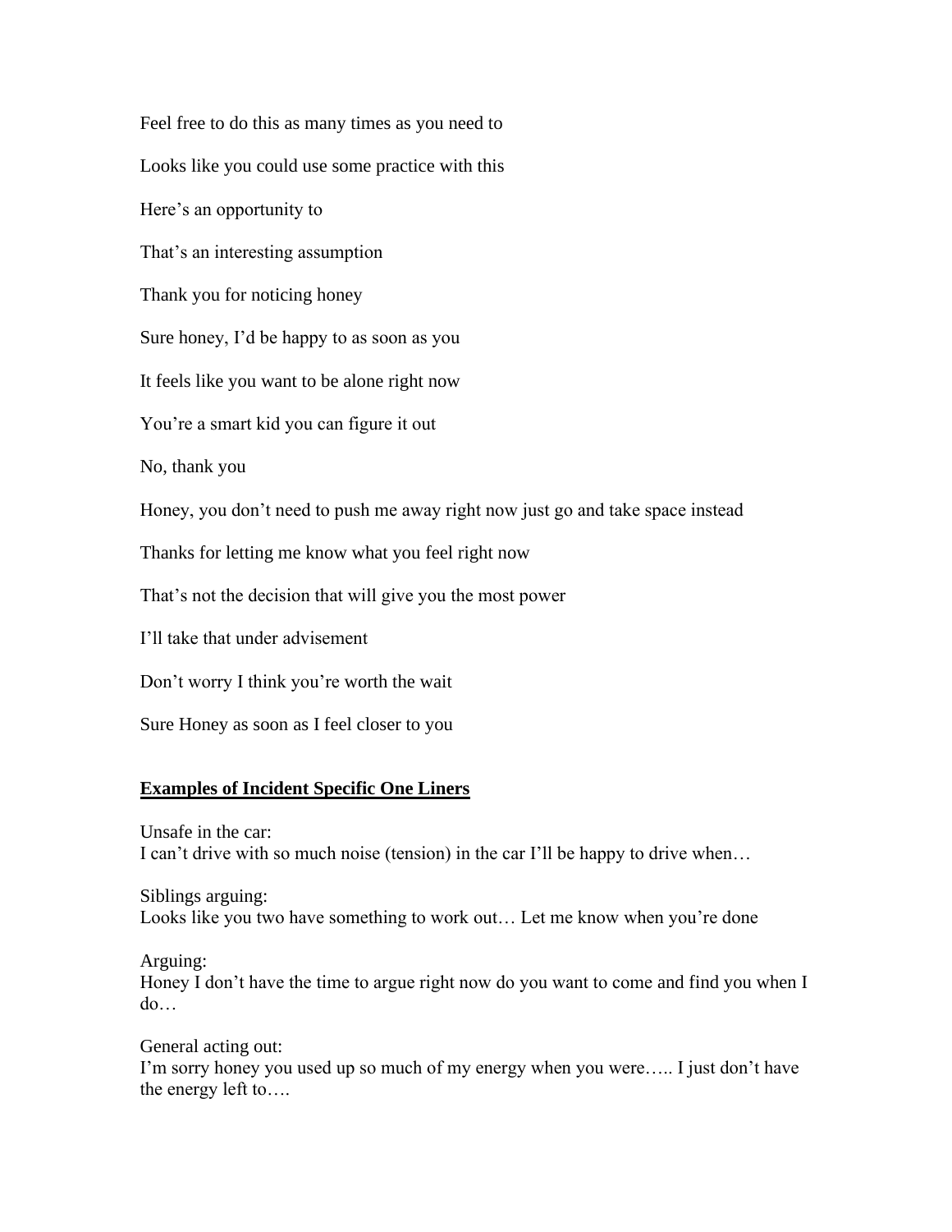Feel free to do this as many times as you need to

Looks like you could use some practice with this

Here's an opportunity to

That's an interesting assumption

Thank you for noticing honey

Sure honey, I'd be happy to as soon as you

It feels like you want to be alone right now

You're a smart kid you can figure it out

No, thank you

Honey, you don't need to push me away right now just go and take space instead

Thanks for letting me know what you feel right now

That's not the decision that will give you the most power

I'll take that under advisement

Don't worry I think you're worth the wait

Sure Honey as soon as I feel closer to you

**<u>Examples of Incident Specific One Liners</u>**

Unsafe in the car:
I can't drive with so much noise (tension) in the car I'll be happy to drive when…

Siblings arguing:
Looks like you two have something to work out… Let me know when you're done

Arguing:
Honey I don't have the time to argue right now do you want to come and find you when I do…

General acting out:
I'm sorry honey you used up so much of my energy when you were….. I just don't have the energy left to….